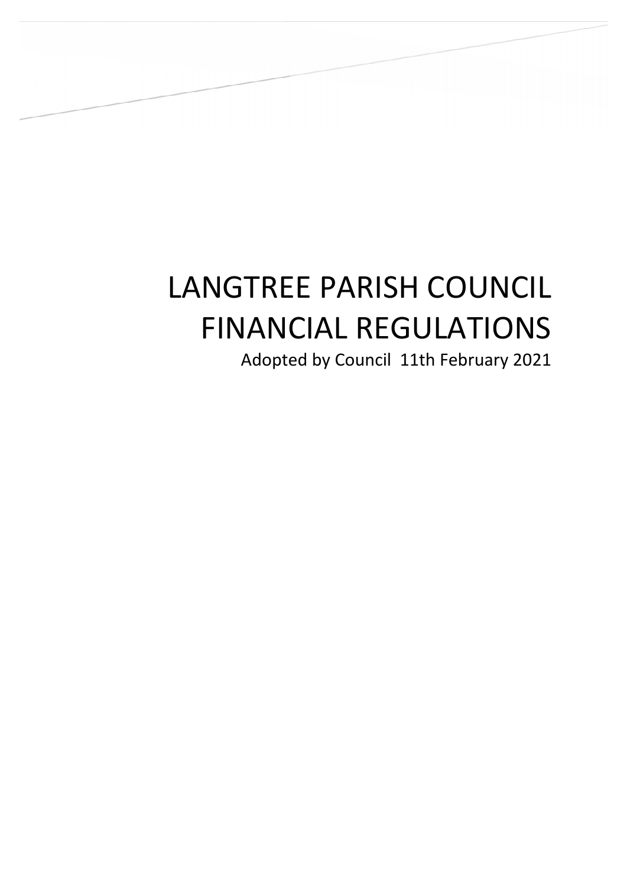# LANGTREE PARISH COUNCIL FINANCIAL REGULATIONS

Adopted by Council 11th February 2021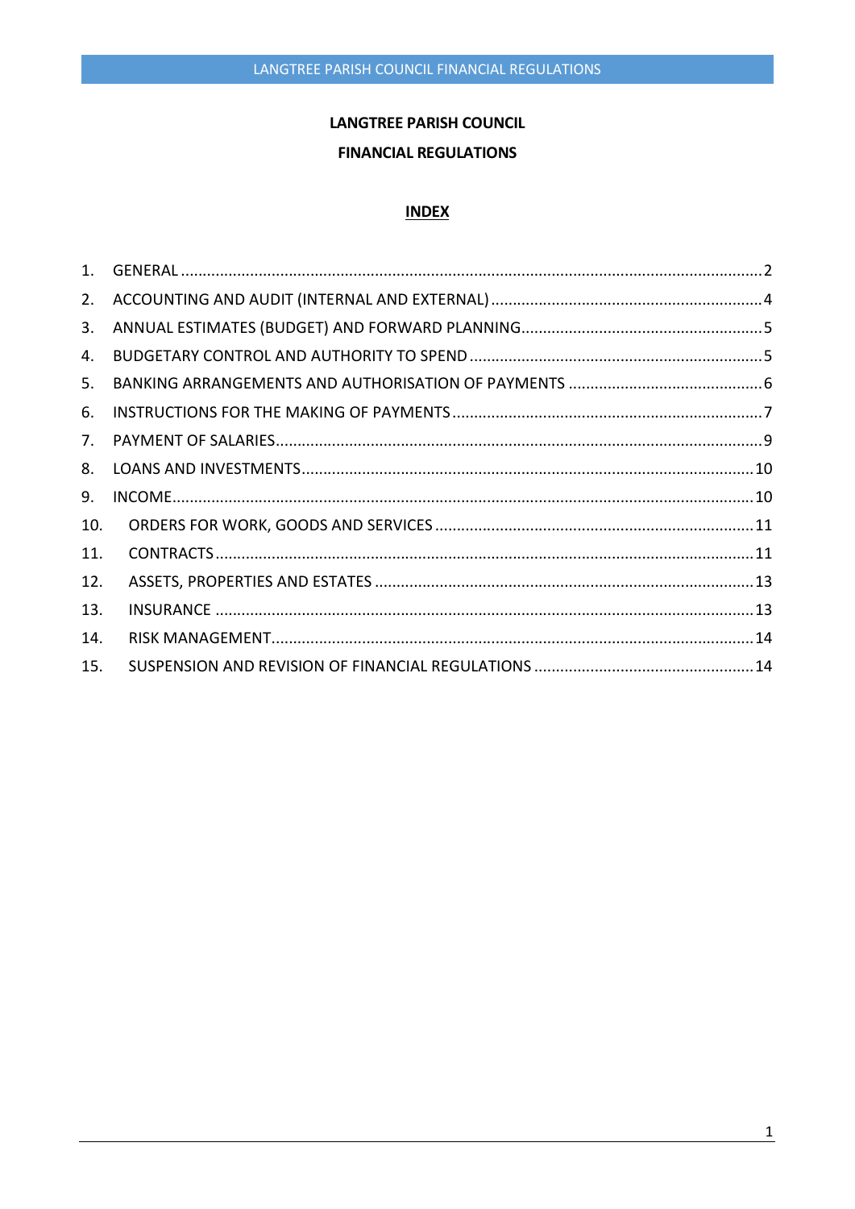**LANGTREE PARISH COUNCIL**

**FINANCIAL REGULATIONS**

**INDEX**

1. GENERAL ........................................ 2
2. ACCOUNTING AND AUDIT (INTERNAL AND EXTERNAL) ........................................ 4
3. ANNUAL ESTIMATES (BUDGET) AND FORWARD PLANNING ........................................ 5
4. BUDGETARY CONTROL AND AUTHORITY TO SPEND ........................................ 5
5. BANKING ARRANGEMENTS AND AUTHORISATION OF PAYMENTS ........................................ 6
6. INSTRUCTIONS FOR THE MAKING OF PAYMENTS ........................................ 7
7. PAYMENT OF SALARIES ........................................ 9
8. LOANS AND INVESTMENTS ........................................ 10
9. INCOME ........................................ 10
10. ORDERS FOR WORK, GOODS AND SERVICES ........................................ 11
11. CONTRACTS ........................................ 11
12. ASSETS, PROPERTIES AND ESTATES ........................................ 13
13. INSURANCE ........................................ 13
14. RISK MANAGEMENT ........................................ 14
15. SUSPENSION AND REVISION OF FINANCIAL REGULATIONS ........................................ 14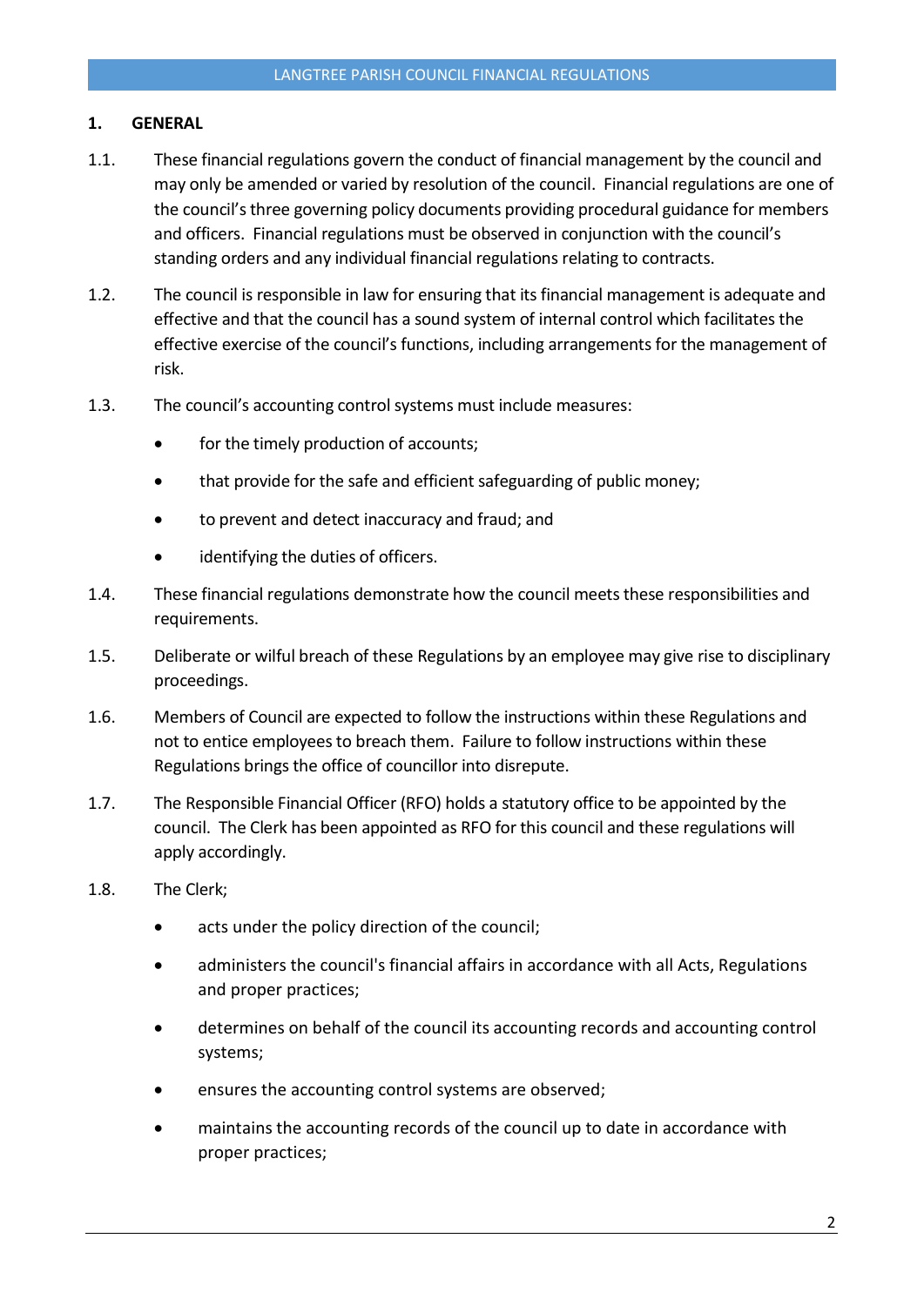## 1. GENERAL

1.1. These financial regulations govern the conduct of financial management by the council and may only be amended or varied by resolution of the council. Financial regulations are one of the council's three governing policy documents providing procedural guidance for members and officers. Financial regulations must be observed in conjunction with the council's standing orders and any individual financial regulations relating to contracts.

1.2. The council is responsible in law for ensuring that its financial management is adequate and effective and that the council has a sound system of internal control which facilitates the effective exercise of the council's functions, including arrangements for the management of risk.

1.3. The council's accounting control systems must include measures:

- for the timely production of accounts;
- that provide for the safe and efficient safeguarding of public money;
- to prevent and detect inaccuracy and fraud; and
- identifying the duties of officers.

1.4. These financial regulations demonstrate how the council meets these responsibilities and requirements.

1.5. Deliberate or wilful breach of these Regulations by an employee may give rise to disciplinary proceedings.

1.6. Members of Council are expected to follow the instructions within these Regulations and not to entice employees to breach them. Failure to follow instructions within these Regulations brings the office of councillor into disrepute.

1.7. The Responsible Financial Officer (RFO) holds a statutory office to be appointed by the council. The Clerk has been appointed as RFO for this council and these regulations will apply accordingly.

1.8. The Clerk;

- acts under the policy direction of the council;
- administers the council's financial affairs in accordance with all Acts, Regulations and proper practices;
- determines on behalf of the council its accounting records and accounting control systems;
- ensures the accounting control systems are observed;
- maintains the accounting records of the council up to date in accordance with proper practices;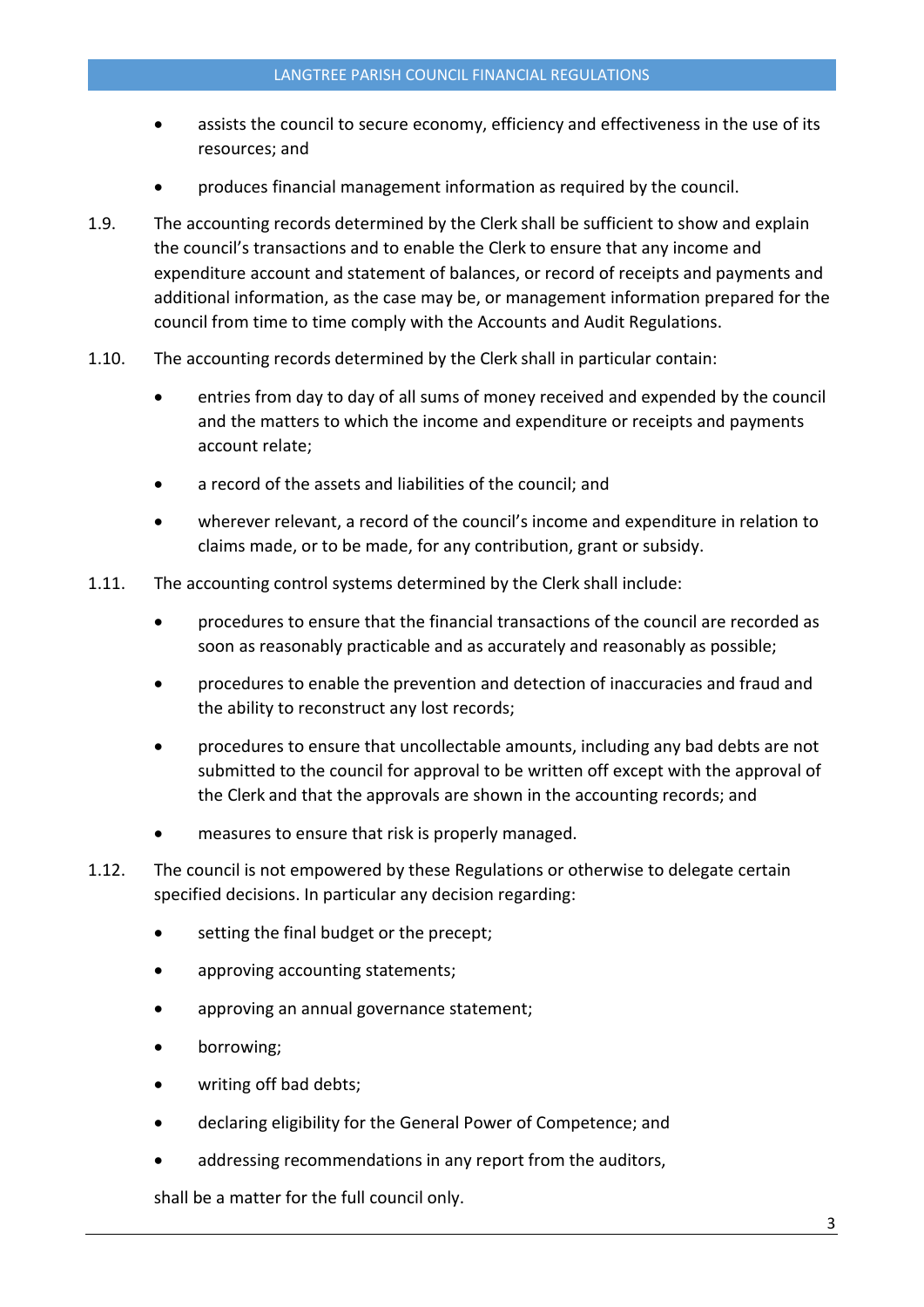- assists the council to secure economy, efficiency and effectiveness in the use of its resources; and
- produces financial management information as required by the council.

1.9. The accounting records determined by the Clerk shall be sufficient to show and explain the council's transactions and to enable the Clerk to ensure that any income and expenditure account and statement of balances, or record of receipts and payments and additional information, as the case may be, or management information prepared for the council from time to time comply with the Accounts and Audit Regulations.

1.10. The accounting records determined by the Clerk shall in particular contain:

- entries from day to day of all sums of money received and expended by the council and the matters to which the income and expenditure or receipts and payments account relate;
- a record of the assets and liabilities of the council; and
- wherever relevant, a record of the council's income and expenditure in relation to claims made, or to be made, for any contribution, grant or subsidy.

1.11. The accounting control systems determined by the Clerk shall include:

- procedures to ensure that the financial transactions of the council are recorded as soon as reasonably practicable and as accurately and reasonably as possible;
- procedures to enable the prevention and detection of inaccuracies and fraud and the ability to reconstruct any lost records;
- procedures to ensure that uncollectable amounts, including any bad debts are not submitted to the council for approval to be written off except with the approval of the Clerk and that the approvals are shown in the accounting records; and
- measures to ensure that risk is properly managed.

1.12. The council is not empowered by these Regulations or otherwise to delegate certain specified decisions. In particular any decision regarding:

- setting the final budget or the precept;
- approving accounting statements;
- approving an annual governance statement;
- borrowing;
- writing off bad debts;
- declaring eligibility for the General Power of Competence; and
- addressing recommendations in any report from the auditors,

shall be a matter for the full council only.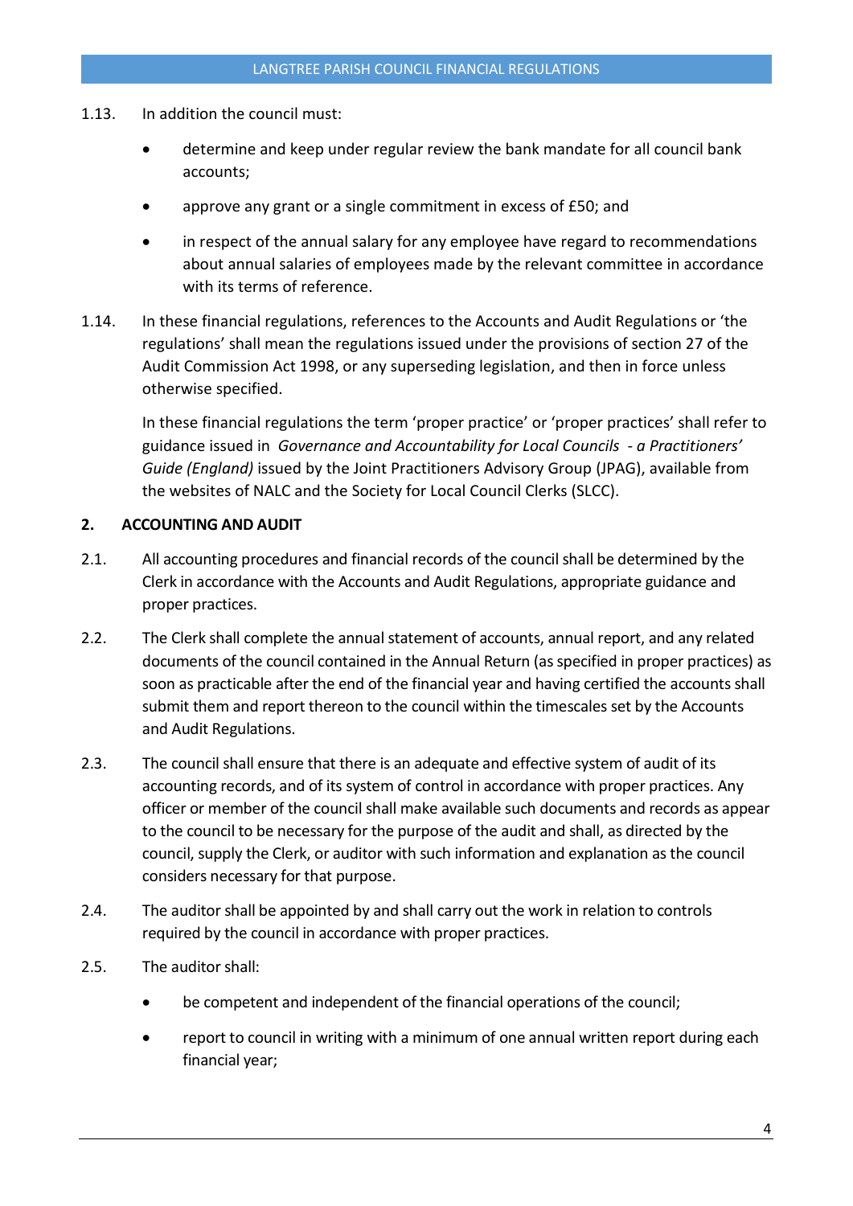1.13. In addition the council must:

- determine and keep under regular review the bank mandate for all council bank accounts;
- approve any grant or a single commitment in excess of £50; and
- in respect of the annual salary for any employee have regard to recommendations about annual salaries of employees made by the relevant committee in accordance with its terms of reference.

1.14. In these financial regulations, references to the Accounts and Audit Regulations or 'the regulations' shall mean the regulations issued under the provisions of section 27 of the Audit Commission Act 1998, or any superseding legislation, and then in force unless otherwise specified.

In these financial regulations the term 'proper practice' or 'proper practices' shall refer to guidance issued in *Governance and Accountability for Local Councils - a Practitioners' Guide (England)* issued by the Joint Practitioners Advisory Group (JPAG), available from the websites of NALC and the Society for Local Council Clerks (SLCC).

## 2. ACCOUNTING AND AUDIT

2.1. All accounting procedures and financial records of the council shall be determined by the Clerk in accordance with the Accounts and Audit Regulations, appropriate guidance and proper practices.

2.2. The Clerk shall complete the annual statement of accounts, annual report, and any related documents of the council contained in the Annual Return (as specified in proper practices) as soon as practicable after the end of the financial year and having certified the accounts shall submit them and report thereon to the council within the timescales set by the Accounts and Audit Regulations.

2.3. The council shall ensure that there is an adequate and effective system of audit of its accounting records, and of its system of control in accordance with proper practices. Any officer or member of the council shall make available such documents and records as appear to the council to be necessary for the purpose of the audit and shall, as directed by the council, supply the Clerk, or auditor with such information and explanation as the council considers necessary for that purpose.

2.4. The auditor shall be appointed by and shall carry out the work in relation to controls required by the council in accordance with proper practices.

2.5. The auditor shall:

- be competent and independent of the financial operations of the council;
- report to council in writing with a minimum of one annual written report during each financial year;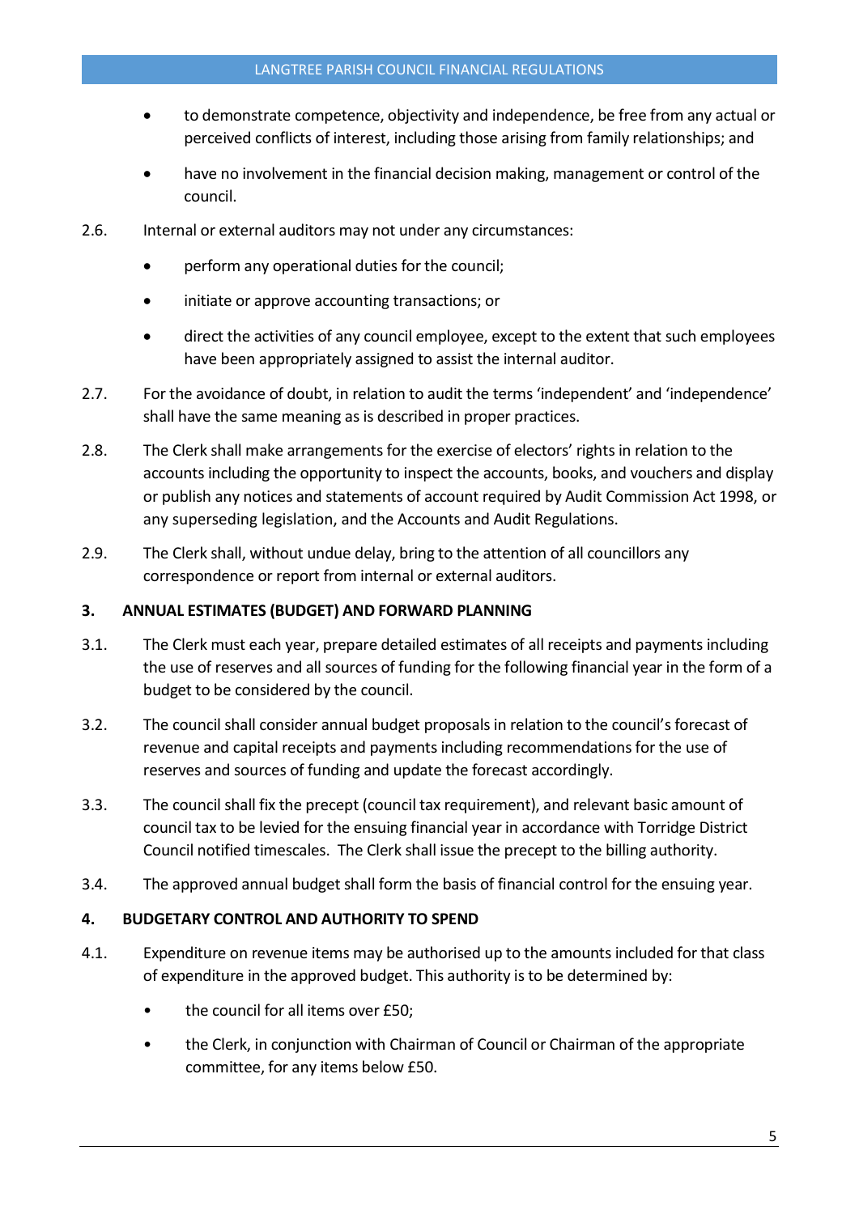- to demonstrate competence, objectivity and independence, be free from any actual or perceived conflicts of interest, including those arising from family relationships; and
- have no involvement in the financial decision making, management or control of the council.

2.6. Internal or external auditors may not under any circumstances:

- perform any operational duties for the council;
- initiate or approve accounting transactions; or
- direct the activities of any council employee, except to the extent that such employees have been appropriately assigned to assist the internal auditor.

2.7. For the avoidance of doubt, in relation to audit the terms 'independent' and 'independence' shall have the same meaning as is described in proper practices.

2.8. The Clerk shall make arrangements for the exercise of electors' rights in relation to the accounts including the opportunity to inspect the accounts, books, and vouchers and display or publish any notices and statements of account required by Audit Commission Act 1998, or any superseding legislation, and the Accounts and Audit Regulations.

2.9. The Clerk shall, without undue delay, bring to the attention of all councillors any correspondence or report from internal or external auditors.

## 3. ANNUAL ESTIMATES (BUDGET) AND FORWARD PLANNING

3.1. The Clerk must each year, prepare detailed estimates of all receipts and payments including the use of reserves and all sources of funding for the following financial year in the form of a budget to be considered by the council.

3.2. The council shall consider annual budget proposals in relation to the council's forecast of revenue and capital receipts and payments including recommendations for the use of reserves and sources of funding and update the forecast accordingly.

3.3. The council shall fix the precept (council tax requirement), and relevant basic amount of council tax to be levied for the ensuing financial year in accordance with Torridge District Council notified timescales. The Clerk shall issue the precept to the billing authority.

3.4. The approved annual budget shall form the basis of financial control for the ensuing year.

## 4. BUDGETARY CONTROL AND AUTHORITY TO SPEND

4.1. Expenditure on revenue items may be authorised up to the amounts included for that class of expenditure in the approved budget. This authority is to be determined by:

- the council for all items over £50;
- the Clerk, in conjunction with Chairman of Council or Chairman of the appropriate committee, for any items below £50.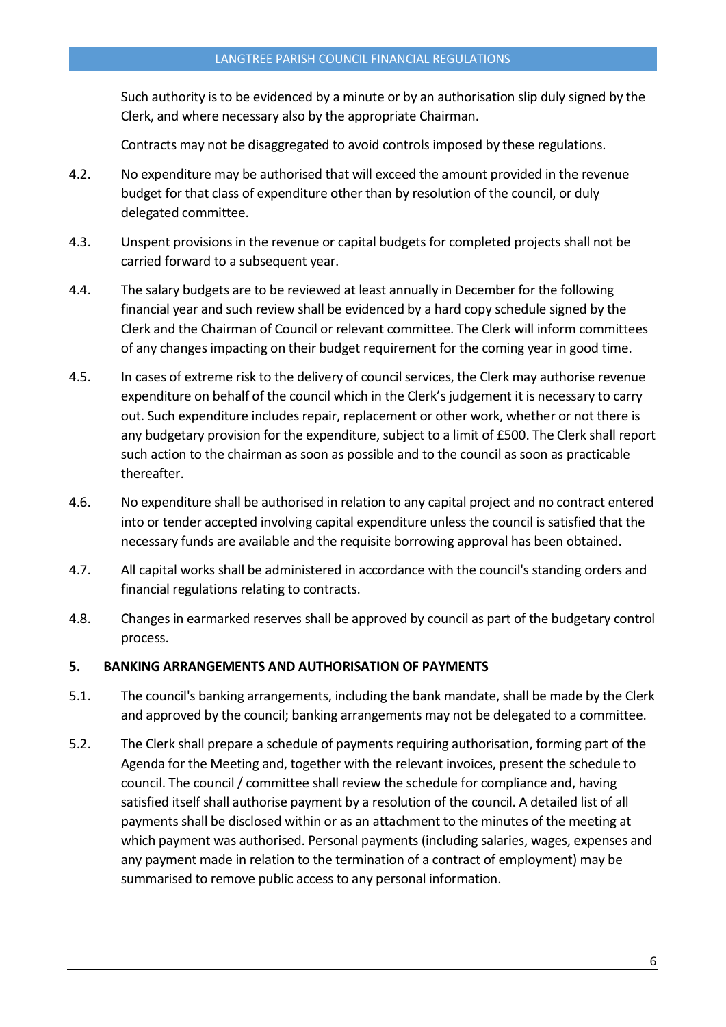Such authority is to be evidenced by a minute or by an authorisation slip duly signed by the Clerk, and where necessary also by the appropriate Chairman.

Contracts may not be disaggregated to avoid controls imposed by these regulations.

4.2. No expenditure may be authorised that will exceed the amount provided in the revenue budget for that class of expenditure other than by resolution of the council, or duly delegated committee.

4.3. Unspent provisions in the revenue or capital budgets for completed projects shall not be carried forward to a subsequent year.

4.4. The salary budgets are to be reviewed at least annually in December for the following financial year and such review shall be evidenced by a hard copy schedule signed by the Clerk and the Chairman of Council or relevant committee. The Clerk will inform committees of any changes impacting on their budget requirement for the coming year in good time.

4.5. In cases of extreme risk to the delivery of council services, the Clerk may authorise revenue expenditure on behalf of the council which in the Clerk's judgement it is necessary to carry out. Such expenditure includes repair, replacement or other work, whether or not there is any budgetary provision for the expenditure, subject to a limit of £500. The Clerk shall report such action to the chairman as soon as possible and to the council as soon as practicable thereafter.

4.6. No expenditure shall be authorised in relation to any capital project and no contract entered into or tender accepted involving capital expenditure unless the council is satisfied that the necessary funds are available and the requisite borrowing approval has been obtained.

4.7. All capital works shall be administered in accordance with the council's standing orders and financial regulations relating to contracts.

4.8. Changes in earmarked reserves shall be approved by council as part of the budgetary control process.

## 5. BANKING ARRANGEMENTS AND AUTHORISATION OF PAYMENTS

5.1. The council's banking arrangements, including the bank mandate, shall be made by the Clerk and approved by the council; banking arrangements may not be delegated to a committee.

5.2. The Clerk shall prepare a schedule of payments requiring authorisation, forming part of the Agenda for the Meeting and, together with the relevant invoices, present the schedule to council. The council / committee shall review the schedule for compliance and, having satisfied itself shall authorise payment by a resolution of the council. A detailed list of all payments shall be disclosed within or as an attachment to the minutes of the meeting at which payment was authorised. Personal payments (including salaries, wages, expenses and any payment made in relation to the termination of a contract of employment) may be summarised to remove public access to any personal information.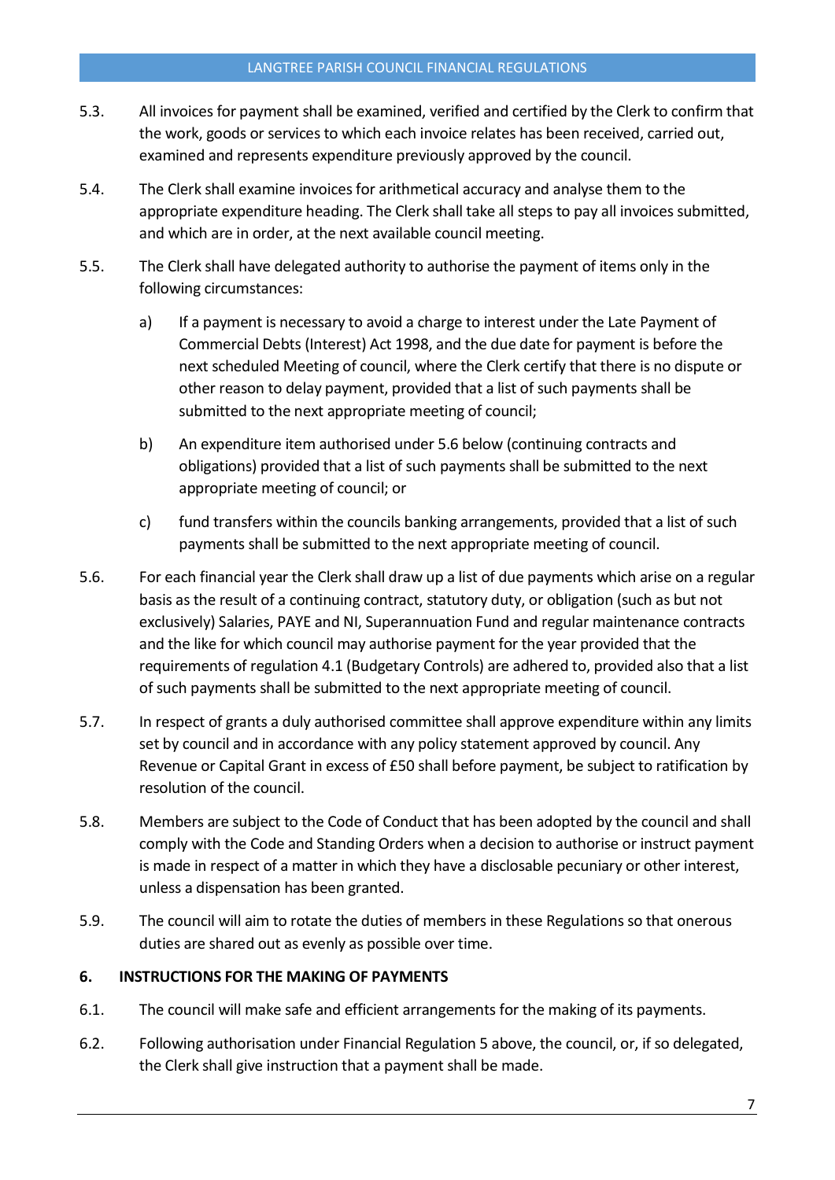5.3. All invoices for payment shall be examined, verified and certified by the Clerk to confirm that the work, goods or services to which each invoice relates has been received, carried out, examined and represents expenditure previously approved by the council.

5.4. The Clerk shall examine invoices for arithmetical accuracy and analyse them to the appropriate expenditure heading. The Clerk shall take all steps to pay all invoices submitted, and which are in order, at the next available council meeting.

5.5. The Clerk shall have delegated authority to authorise the payment of items only in the following circumstances:

a) If a payment is necessary to avoid a charge to interest under the Late Payment of Commercial Debts (Interest) Act 1998, and the due date for payment is before the next scheduled Meeting of council, where the Clerk certify that there is no dispute or other reason to delay payment, provided that a list of such payments shall be submitted to the next appropriate meeting of council;

b) An expenditure item authorised under 5.6 below (continuing contracts and obligations) provided that a list of such payments shall be submitted to the next appropriate meeting of council; or

c) fund transfers within the councils banking arrangements, provided that a list of such payments shall be submitted to the next appropriate meeting of council.

5.6. For each financial year the Clerk shall draw up a list of due payments which arise on a regular basis as the result of a continuing contract, statutory duty, or obligation (such as but not exclusively) Salaries, PAYE and NI, Superannuation Fund and regular maintenance contracts and the like for which council may authorise payment for the year provided that the requirements of regulation 4.1 (Budgetary Controls) are adhered to, provided also that a list of such payments shall be submitted to the next appropriate meeting of council.

5.7. In respect of grants a duly authorised committee shall approve expenditure within any limits set by council and in accordance with any policy statement approved by council. Any Revenue or Capital Grant in excess of £50 shall before payment, be subject to ratification by resolution of the council.

5.8. Members are subject to the Code of Conduct that has been adopted by the council and shall comply with the Code and Standing Orders when a decision to authorise or instruct payment is made in respect of a matter in which they have a disclosable pecuniary or other interest, unless a dispensation has been granted.

5.9. The council will aim to rotate the duties of members in these Regulations so that onerous duties are shared out as evenly as possible over time.

## 6. INSTRUCTIONS FOR THE MAKING OF PAYMENTS

6.1. The council will make safe and efficient arrangements for the making of its payments.

6.2. Following authorisation under Financial Regulation 5 above, the council, or, if so delegated, the Clerk shall give instruction that a payment shall be made.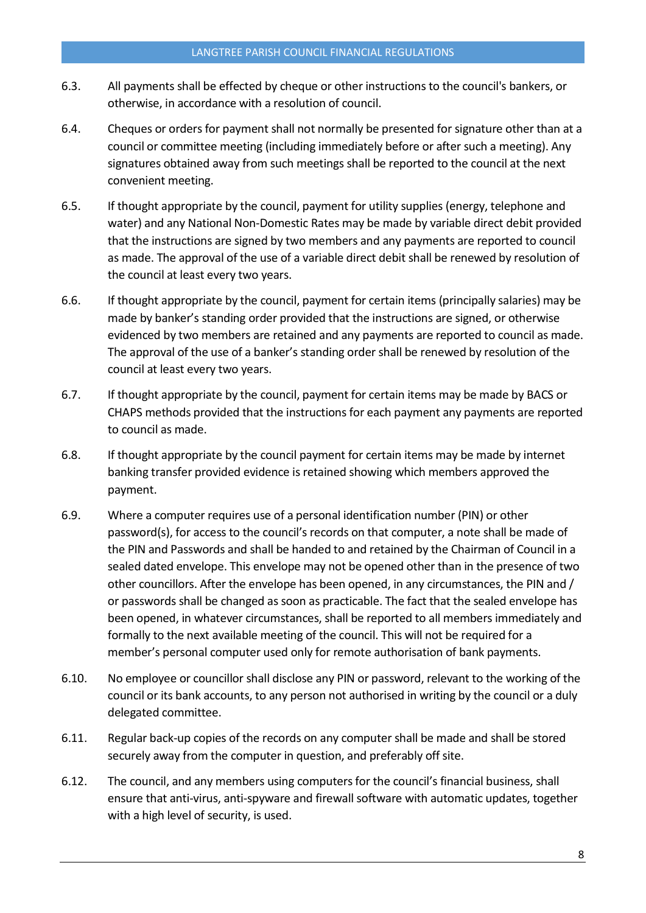6.3. All payments shall be effected by cheque or other instructions to the council's bankers, or otherwise, in accordance with a resolution of council.

6.4. Cheques or orders for payment shall not normally be presented for signature other than at a council or committee meeting (including immediately before or after such a meeting). Any signatures obtained away from such meetings shall be reported to the council at the next convenient meeting.

6.5. If thought appropriate by the council, payment for utility supplies (energy, telephone and water) and any National Non-Domestic Rates may be made by variable direct debit provided that the instructions are signed by two members and any payments are reported to council as made. The approval of the use of a variable direct debit shall be renewed by resolution of the council at least every two years.

6.6. If thought appropriate by the council, payment for certain items (principally salaries) may be made by banker's standing order provided that the instructions are signed, or otherwise evidenced by two members are retained and any payments are reported to council as made. The approval of the use of a banker's standing order shall be renewed by resolution of the council at least every two years.

6.7. If thought appropriate by the council, payment for certain items may be made by BACS or CHAPS methods provided that the instructions for each payment any payments are reported to council as made.

6.8. If thought appropriate by the council payment for certain items may be made by internet banking transfer provided evidence is retained showing which members approved the payment.

6.9. Where a computer requires use of a personal identification number (PIN) or other password(s), for access to the council's records on that computer, a note shall be made of the PIN and Passwords and shall be handed to and retained by the Chairman of Council in a sealed dated envelope. This envelope may not be opened other than in the presence of two other councillors. After the envelope has been opened, in any circumstances, the PIN and / or passwords shall be changed as soon as practicable. The fact that the sealed envelope has been opened, in whatever circumstances, shall be reported to all members immediately and formally to the next available meeting of the council. This will not be required for a member's personal computer used only for remote authorisation of bank payments.

6.10. No employee or councillor shall disclose any PIN or password, relevant to the working of the council or its bank accounts, to any person not authorised in writing by the council or a duly delegated committee.

6.11. Regular back-up copies of the records on any computer shall be made and shall be stored securely away from the computer in question, and preferably off site.

6.12. The council, and any members using computers for the council's financial business, shall ensure that anti-virus, anti-spyware and firewall software with automatic updates, together with a high level of security, is used.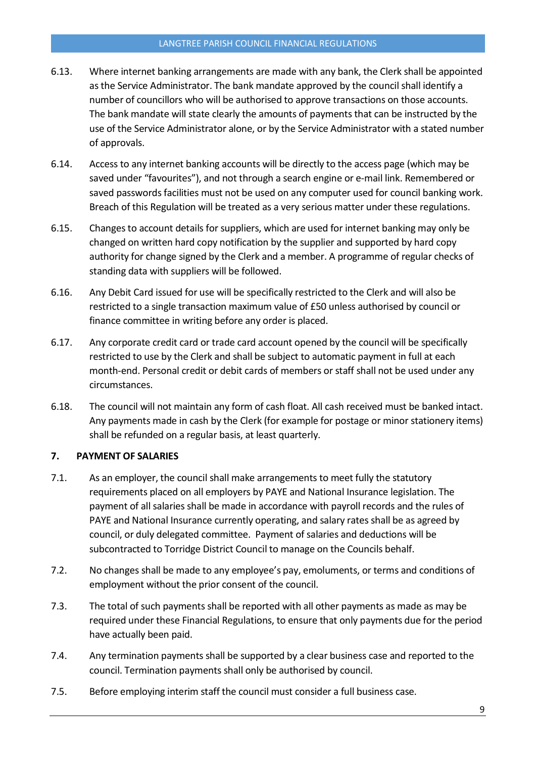6.13. Where internet banking arrangements are made with any bank, the Clerk shall be appointed as the Service Administrator. The bank mandate approved by the council shall identify a number of councillors who will be authorised to approve transactions on those accounts. The bank mandate will state clearly the amounts of payments that can be instructed by the use of the Service Administrator alone, or by the Service Administrator with a stated number of approvals.

6.14. Access to any internet banking accounts will be directly to the access page (which may be saved under "favourites"), and not through a search engine or e-mail link. Remembered or saved passwords facilities must not be used on any computer used for council banking work. Breach of this Regulation will be treated as a very serious matter under these regulations.

6.15. Changes to account details for suppliers, which are used for internet banking may only be changed on written hard copy notification by the supplier and supported by hard copy authority for change signed by the Clerk and a member. A programme of regular checks of standing data with suppliers will be followed.

6.16. Any Debit Card issued for use will be specifically restricted to the Clerk and will also be restricted to a single transaction maximum value of £50 unless authorised by council or finance committee in writing before any order is placed.

6.17. Any corporate credit card or trade card account opened by the council will be specifically restricted to use by the Clerk and shall be subject to automatic payment in full at each month-end. Personal credit or debit cards of members or staff shall not be used under any circumstances.

6.18. The council will not maintain any form of cash float. All cash received must be banked intact. Any payments made in cash by the Clerk (for example for postage or minor stationery items) shall be refunded on a regular basis, at least quarterly.

## 7. PAYMENT OF SALARIES

7.1. As an employer, the council shall make arrangements to meet fully the statutory requirements placed on all employers by PAYE and National Insurance legislation. The payment of all salaries shall be made in accordance with payroll records and the rules of PAYE and National Insurance currently operating, and salary rates shall be as agreed by council, or duly delegated committee. Payment of salaries and deductions will be subcontracted to Torridge District Council to manage on the Councils behalf.

7.2. No changes shall be made to any employee's pay, emoluments, or terms and conditions of employment without the prior consent of the council.

7.3. The total of such payments shall be reported with all other payments as made as may be required under these Financial Regulations, to ensure that only payments due for the period have actually been paid.

7.4. Any termination payments shall be supported by a clear business case and reported to the council. Termination payments shall only be authorised by council.

7.5. Before employing interim staff the council must consider a full business case.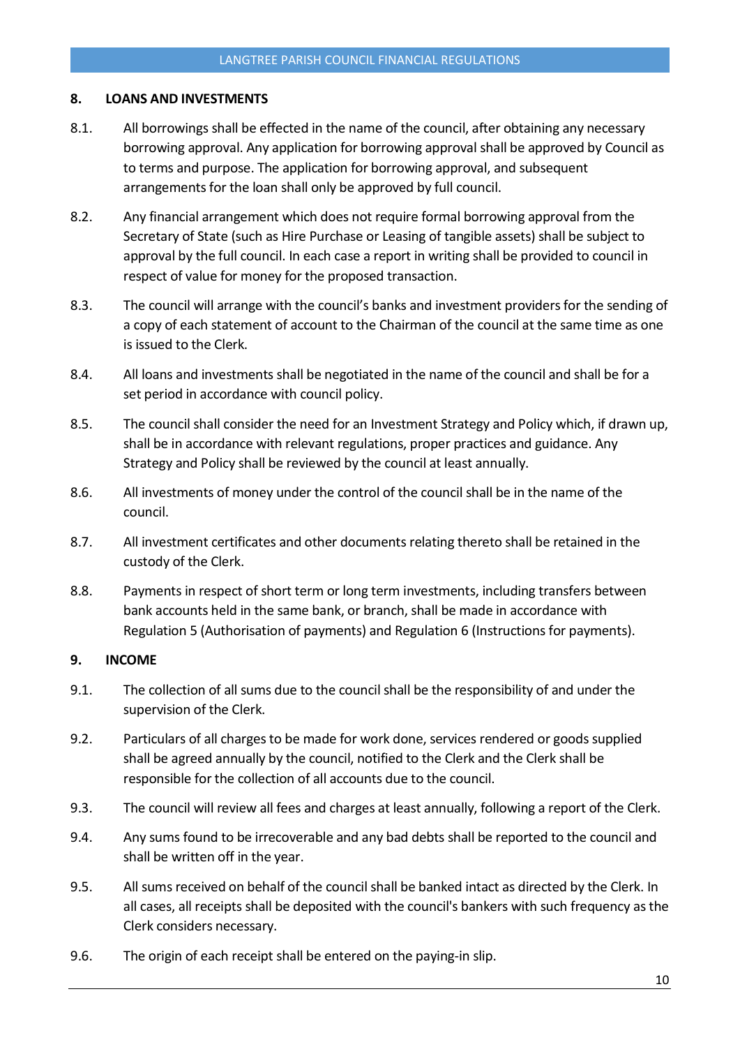## 8. LOANS AND INVESTMENTS

8.1. All borrowings shall be effected in the name of the council, after obtaining any necessary borrowing approval. Any application for borrowing approval shall be approved by Council as to terms and purpose. The application for borrowing approval, and subsequent arrangements for the loan shall only be approved by full council.

8.2. Any financial arrangement which does not require formal borrowing approval from the Secretary of State (such as Hire Purchase or Leasing of tangible assets) shall be subject to approval by the full council. In each case a report in writing shall be provided to council in respect of value for money for the proposed transaction.

8.3. The council will arrange with the council's banks and investment providers for the sending of a copy of each statement of account to the Chairman of the council at the same time as one is issued to the Clerk.

8.4. All loans and investments shall be negotiated in the name of the council and shall be for a set period in accordance with council policy.

8.5. The council shall consider the need for an Investment Strategy and Policy which, if drawn up, shall be in accordance with relevant regulations, proper practices and guidance. Any Strategy and Policy shall be reviewed by the council at least annually.

8.6. All investments of money under the control of the council shall be in the name of the council.

8.7. All investment certificates and other documents relating thereto shall be retained in the custody of the Clerk.

8.8. Payments in respect of short term or long term investments, including transfers between bank accounts held in the same bank, or branch, shall be made in accordance with Regulation 5 (Authorisation of payments) and Regulation 6 (Instructions for payments).

## 9. INCOME

9.1. The collection of all sums due to the council shall be the responsibility of and under the supervision of the Clerk.

9.2. Particulars of all charges to be made for work done, services rendered or goods supplied shall be agreed annually by the council, notified to the Clerk and the Clerk shall be responsible for the collection of all accounts due to the council.

9.3. The council will review all fees and charges at least annually, following a report of the Clerk.

9.4. Any sums found to be irrecoverable and any bad debts shall be reported to the council and shall be written off in the year.

9.5. All sums received on behalf of the council shall be banked intact as directed by the Clerk. In all cases, all receipts shall be deposited with the council's bankers with such frequency as the Clerk considers necessary.

9.6. The origin of each receipt shall be entered on the paying-in slip.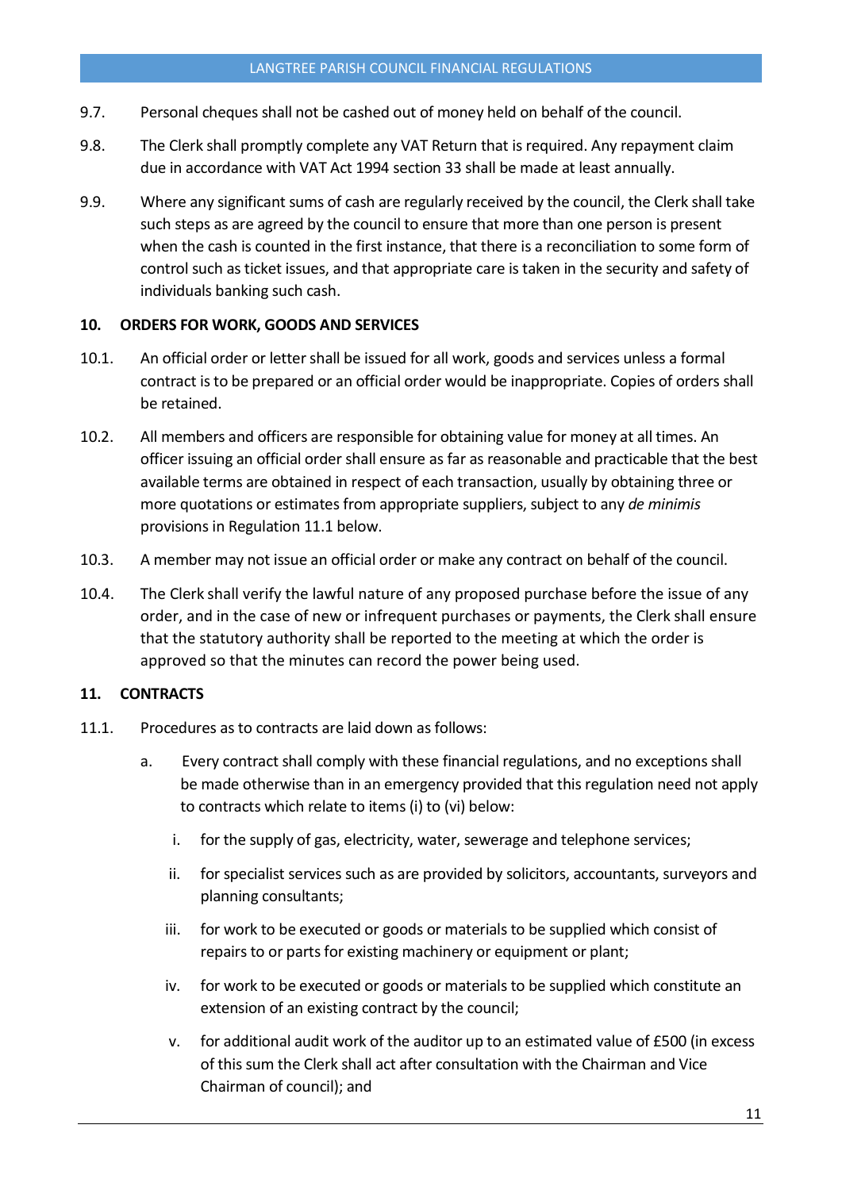9.7. Personal cheques shall not be cashed out of money held on behalf of the council.

9.8. The Clerk shall promptly complete any VAT Return that is required. Any repayment claim due in accordance with VAT Act 1994 section 33 shall be made at least annually.

9.9. Where any significant sums of cash are regularly received by the council, the Clerk shall take such steps as are agreed by the council to ensure that more than one person is present when the cash is counted in the first instance, that there is a reconciliation to some form of control such as ticket issues, and that appropriate care is taken in the security and safety of individuals banking such cash.

## 10. ORDERS FOR WORK, GOODS AND SERVICES

10.1. An official order or letter shall be issued for all work, goods and services unless a formal contract is to be prepared or an official order would be inappropriate. Copies of orders shall be retained.

10.2. All members and officers are responsible for obtaining value for money at all times. An officer issuing an official order shall ensure as far as reasonable and practicable that the best available terms are obtained in respect of each transaction, usually by obtaining three or more quotations or estimates from appropriate suppliers, subject to any *de minimis* provisions in Regulation 11.1 below.

10.3. A member may not issue an official order or make any contract on behalf of the council.

10.4. The Clerk shall verify the lawful nature of any proposed purchase before the issue of any order, and in the case of new or infrequent purchases or payments, the Clerk shall ensure that the statutory authority shall be reported to the meeting at which the order is approved so that the minutes can record the power being used.

## 11. CONTRACTS

11.1. Procedures as to contracts are laid down as follows:

   a. Every contract shall comply with these financial regulations, and no exceptions shall be made otherwise than in an emergency provided that this regulation need not apply to contracts which relate to items (i) to (vi) below:

      i. for the supply of gas, electricity, water, sewerage and telephone services;

      ii. for specialist services such as are provided by solicitors, accountants, surveyors and planning consultants;

      iii. for work to be executed or goods or materials to be supplied which consist of repairs to or parts for existing machinery or equipment or plant;

      iv. for work to be executed or goods or materials to be supplied which constitute an extension of an existing contract by the council;

      v. for additional audit work of the auditor up to an estimated value of £500 (in excess of this sum the Clerk shall act after consultation with the Chairman and Vice Chairman of council); and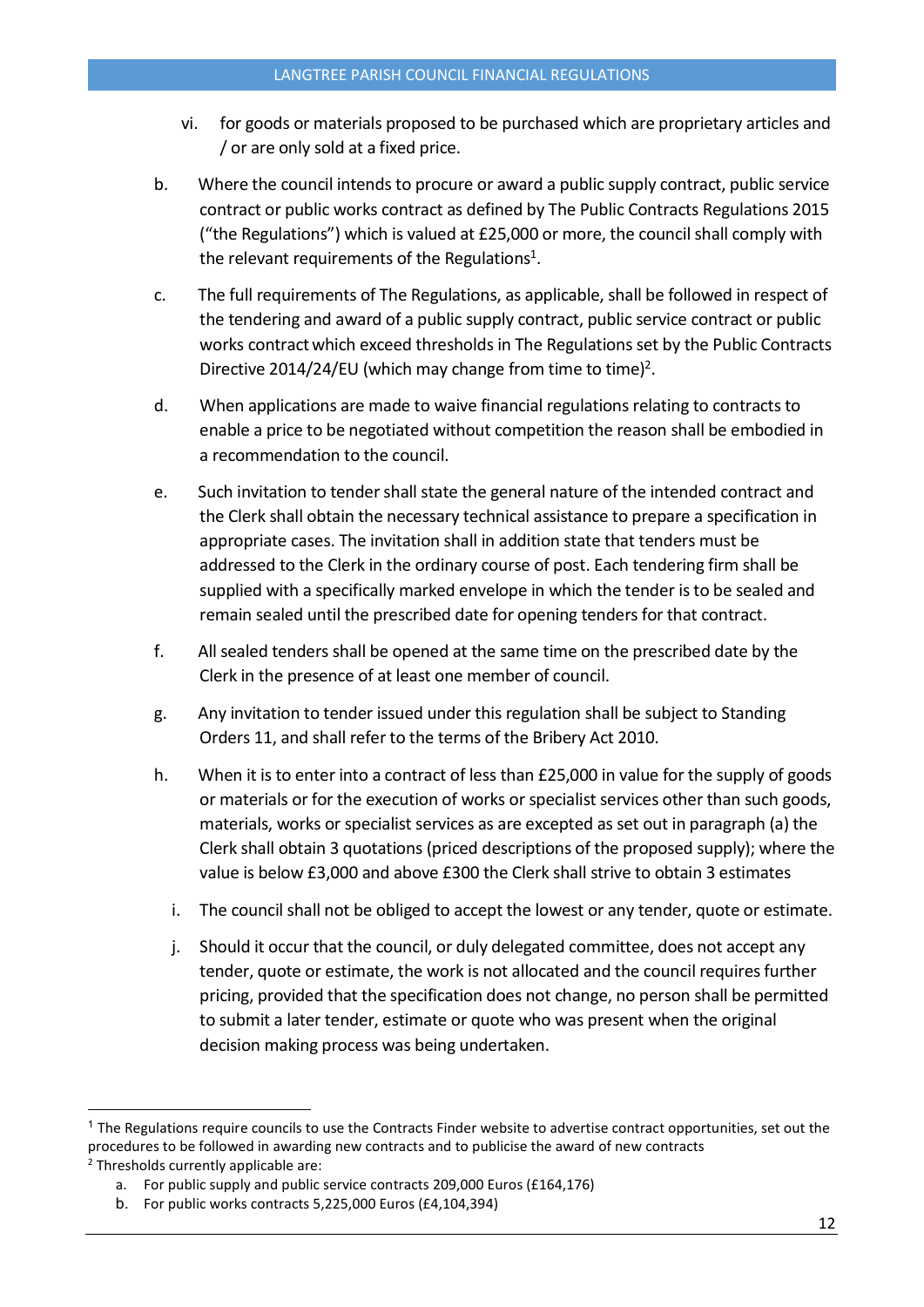vi. for goods or materials proposed to be purchased which are proprietary articles and / or are only sold at a fixed price.

b. Where the council intends to procure or award a public supply contract, public service contract or public works contract as defined by The Public Contracts Regulations 2015 ("the Regulations") which is valued at £25,000 or more, the council shall comply with the relevant requirements of the Regulations[1].

c. The full requirements of The Regulations, as applicable, shall be followed in respect of the tendering and award of a public supply contract, public service contract or public works contract which exceed thresholds in The Regulations set by the Public Contracts Directive 2014/24/EU (which may change from time to time)[2].

d. When applications are made to waive financial regulations relating to contracts to enable a price to be negotiated without competition the reason shall be embodied in a recommendation to the council.

e. Such invitation to tender shall state the general nature of the intended contract and the Clerk shall obtain the necessary technical assistance to prepare a specification in appropriate cases. The invitation shall in addition state that tenders must be addressed to the Clerk in the ordinary course of post. Each tendering firm shall be supplied with a specifically marked envelope in which the tender is to be sealed and remain sealed until the prescribed date for opening tenders for that contract.

f. All sealed tenders shall be opened at the same time on the prescribed date by the Clerk in the presence of at least one member of council.

g. Any invitation to tender issued under this regulation shall be subject to Standing Orders 11, and shall refer to the terms of the Bribery Act 2010.

h. When it is to enter into a contract of less than £25,000 in value for the supply of goods or materials or for the execution of works or specialist services other than such goods, materials, works or specialist services as are excepted as set out in paragraph (a) the Clerk shall obtain 3 quotations (priced descriptions of the proposed supply); where the value is below £3,000 and above £300 the Clerk shall strive to obtain 3 estimates

i. The council shall not be obliged to accept the lowest or any tender, quote or estimate.

j. Should it occur that the council, or duly delegated committee, does not accept any tender, quote or estimate, the work is not allocated and the council requires further pricing, provided that the specification does not change, no person shall be permitted to submit a later tender, estimate or quote who was present when the original decision making process was being undertaken.

---

[1] The Regulations require councils to use the Contracts Finder website to advertise contract opportunities, set out the procedures to be followed in awarding new contracts and to publicise the award of new contracts

[2] Thresholds currently applicable are:

a. For public supply and public service contracts 209,000 Euros (£164,176)
b. For public works contracts 5,225,000 Euros (£4,104,394)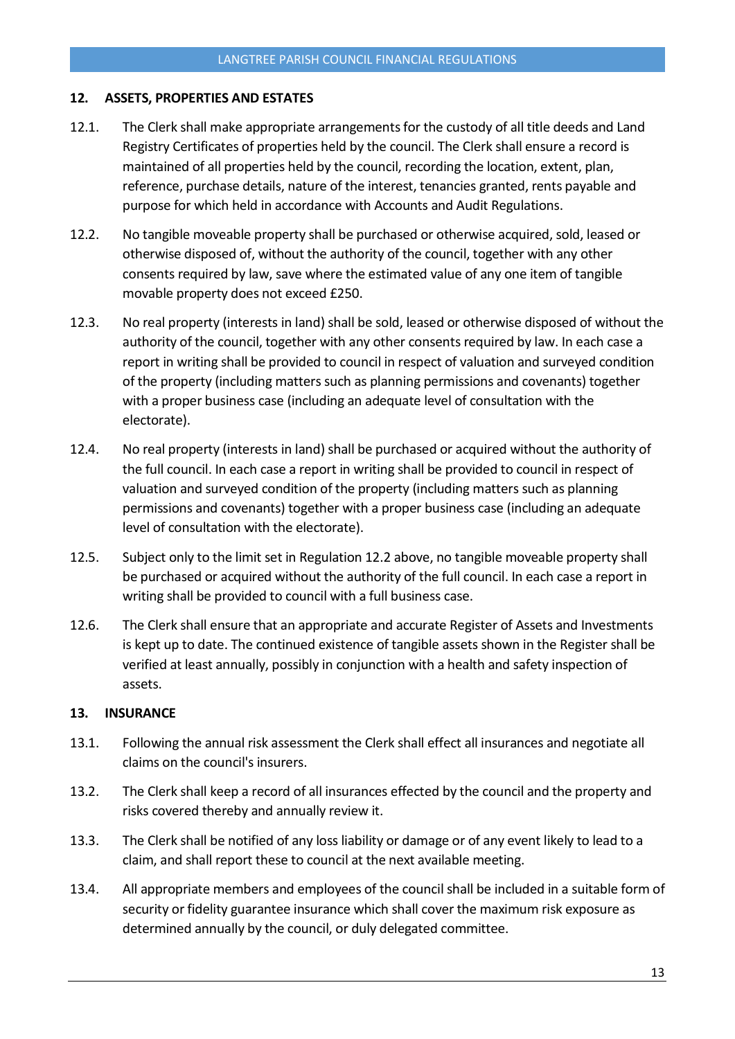## 12. ASSETS, PROPERTIES AND ESTATES

12.1. The Clerk shall make appropriate arrangements for the custody of all title deeds and Land Registry Certificates of properties held by the council. The Clerk shall ensure a record is maintained of all properties held by the council, recording the location, extent, plan, reference, purchase details, nature of the interest, tenancies granted, rents payable and purpose for which held in accordance with Accounts and Audit Regulations.

12.2. No tangible moveable property shall be purchased or otherwise acquired, sold, leased or otherwise disposed of, without the authority of the council, together with any other consents required by law, save where the estimated value of any one item of tangible movable property does not exceed £250.

12.3. No real property (interests in land) shall be sold, leased or otherwise disposed of without the authority of the council, together with any other consents required by law. In each case a report in writing shall be provided to council in respect of valuation and surveyed condition of the property (including matters such as planning permissions and covenants) together with a proper business case (including an adequate level of consultation with the electorate).

12.4. No real property (interests in land) shall be purchased or acquired without the authority of the full council. In each case a report in writing shall be provided to council in respect of valuation and surveyed condition of the property (including matters such as planning permissions and covenants) together with a proper business case (including an adequate level of consultation with the electorate).

12.5. Subject only to the limit set in Regulation 12.2 above, no tangible moveable property shall be purchased or acquired without the authority of the full council. In each case a report in writing shall be provided to council with a full business case.

12.6. The Clerk shall ensure that an appropriate and accurate Register of Assets and Investments is kept up to date. The continued existence of tangible assets shown in the Register shall be verified at least annually, possibly in conjunction with a health and safety inspection of assets.

## 13. INSURANCE

13.1. Following the annual risk assessment the Clerk shall effect all insurances and negotiate all claims on the council's insurers.

13.2. The Clerk shall keep a record of all insurances effected by the council and the property and risks covered thereby and annually review it.

13.3. The Clerk shall be notified of any loss liability or damage or of any event likely to lead to a claim, and shall report these to council at the next available meeting.

13.4. All appropriate members and employees of the council shall be included in a suitable form of security or fidelity guarantee insurance which shall cover the maximum risk exposure as determined annually by the council, or duly delegated committee.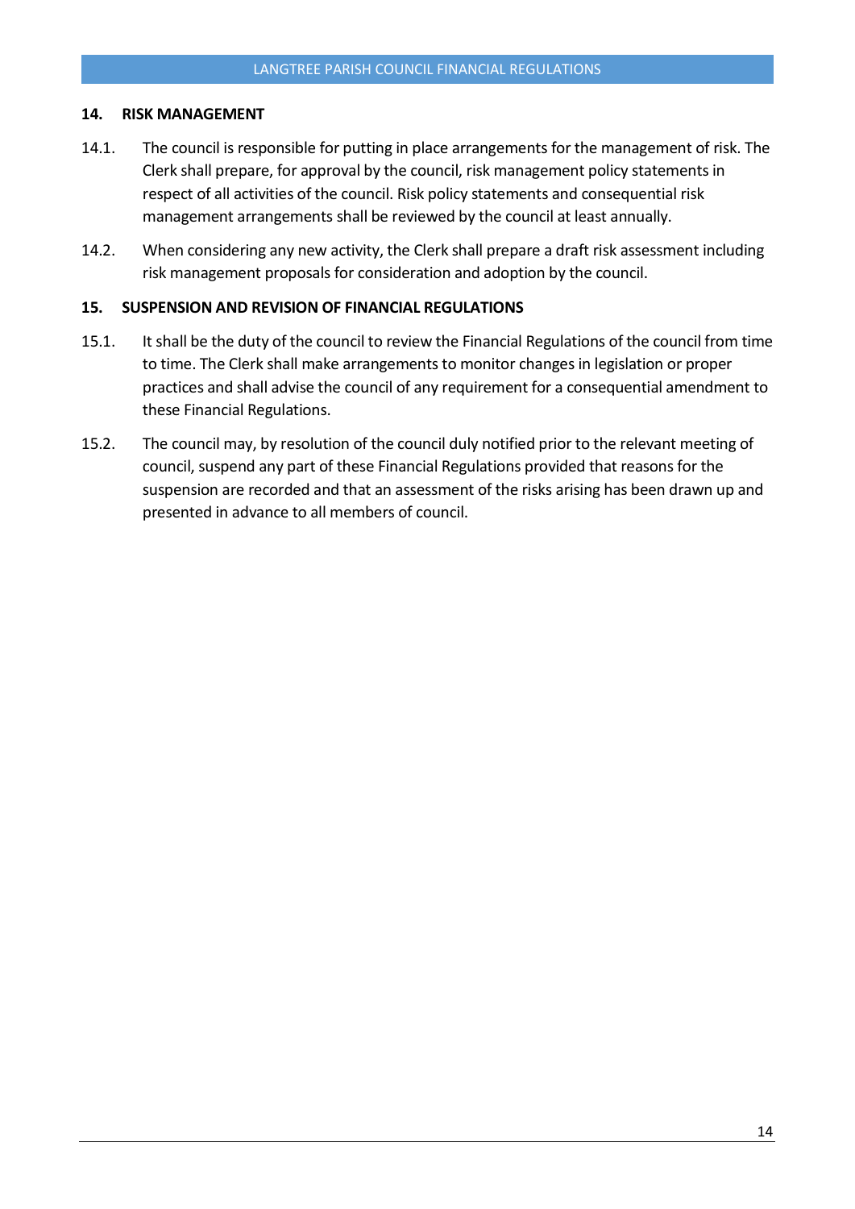## 14. RISK MANAGEMENT

14.1. The council is responsible for putting in place arrangements for the management of risk. The Clerk shall prepare, for approval by the council, risk management policy statements in respect of all activities of the council. Risk policy statements and consequential risk management arrangements shall be reviewed by the council at least annually.

14.2. When considering any new activity, the Clerk shall prepare a draft risk assessment including risk management proposals for consideration and adoption by the council.

## 15. SUSPENSION AND REVISION OF FINANCIAL REGULATIONS

15.1. It shall be the duty of the council to review the Financial Regulations of the council from time to time. The Clerk shall make arrangements to monitor changes in legislation or proper practices and shall advise the council of any requirement for a consequential amendment to these Financial Regulations.

15.2. The council may, by resolution of the council duly notified prior to the relevant meeting of council, suspend any part of these Financial Regulations provided that reasons for the suspension are recorded and that an assessment of the risks arising has been drawn up and presented in advance to all members of council.